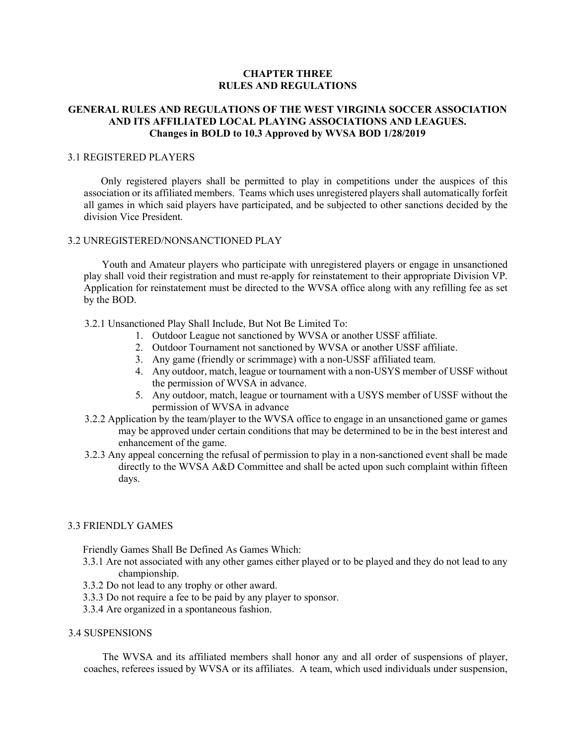# CHAPTER THREE
# RULES AND REGULATIONS

## GENERAL RULES AND REGULATIONS OF THE WEST VIRGINIA SOCCER ASSOCIATION AND ITS AFFILIATED LOCAL PLAYING ASSOCIATIONS AND LEAGUES.
**Changes in BOLD to 10.3 Approved by WVSA BOD 1/28/2019**

### 3.1 REGISTERED PLAYERS

Only registered players shall be permitted to play in competitions under the auspices of this association or its affiliated members. Teams which uses unregistered players shall automatically forfeit all games in which said players have participated, and be subjected to other sanctions decided by the division Vice President.

### 3.2 UNREGISTERED/NONSANCTIONED PLAY

Youth and Amateur players who participate with unregistered players or engage in unsanctioned play shall void their registration and must re-apply for reinstatement to their appropriate Division VP. Application for reinstatement must be directed to the WVSA office along with any refilling fee as set by the BOD.

3.2.1 Unsanctioned Play Shall Include, But Not Be Limited To:

1. Outdoor League not sanctioned by WVSA or another USSF affiliate.
2. Outdoor Tournament not sanctioned by WVSA or another USSF affiliate.
3. Any game (friendly or scrimmage) with a non-USSF affiliated team.
4. Any outdoor, match, league or tournament with a non-USYS member of USSF without the permission of WVSA in advance.
5. Any outdoor, match, league or tournament with a USYS member of USSF without the permission of WVSA in advance

3.2.2 Application by the team/player to the WVSA office to engage in an unsanctioned game or games may be approved under certain conditions that may be determined to be in the best interest and enhancement of the game.

3.2.3 Any appeal concerning the refusal of permission to play in a non-sanctioned event shall be made directly to the WVSA A&D Committee and shall be acted upon such complaint within fifteen days.

### 3.3 FRIENDLY GAMES

Friendly Games Shall Be Defined As Games Which:

3.3.1 Are not associated with any other games either played or to be played and they do not lead to any championship.

3.3.2 Do not lead to any trophy or other award.

3.3.3 Do not require a fee to be paid by any player to sponsor.

3.3.4 Are organized in a spontaneous fashion.

### 3.4 SUSPENSIONS

The WVSA and its affiliated members shall honor any and all order of suspensions of player, coaches, referees issued by WVSA or its affiliates. A team, which used individuals under suspension,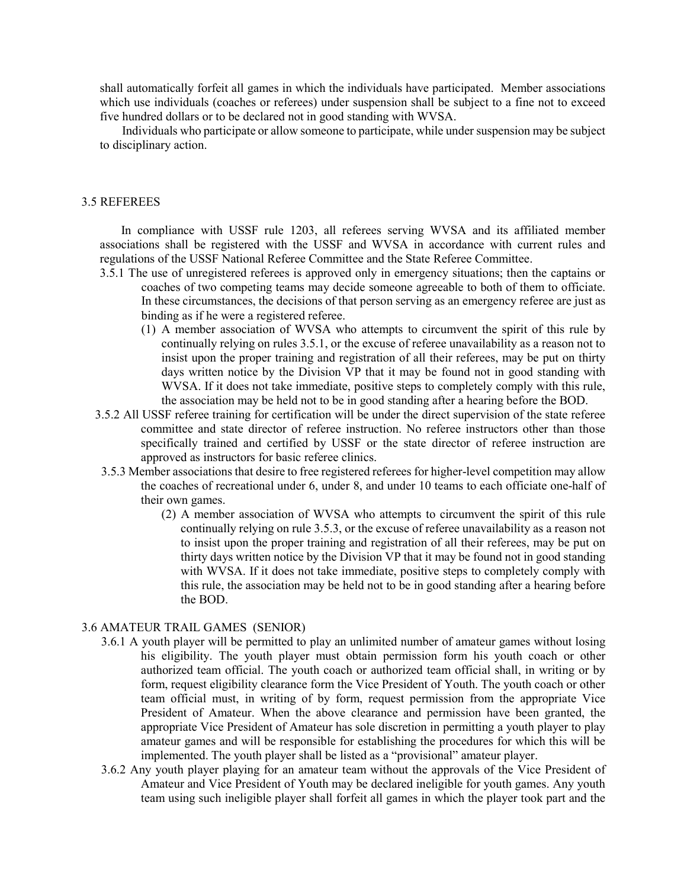shall automatically forfeit all games in which the individuals have participated. Member associations which use individuals (coaches or referees) under suspension shall be subject to a fine not to exceed five hundred dollars or to be declared not in good standing with WVSA.

Individuals who participate or allow someone to participate, while under suspension may be subject to disciplinary action.

## 3.5 REFEREES

In compliance with USSF rule 1203, all referees serving WVSA and its affiliated member associations shall be registered with the USSF and WVSA in accordance with current rules and regulations of the USSF National Referee Committee and the State Referee Committee.

3.5.1 The use of unregistered referees is approved only in emergency situations; then the captains or coaches of two competing teams may decide someone agreeable to both of them to officiate. In these circumstances, the decisions of that person serving as an emergency referee are just as binding as if he were a registered referee.

(1) A member association of WVSA who attempts to circumvent the spirit of this rule by continually relying on rules 3.5.1, or the excuse of referee unavailability as a reason not to insist upon the proper training and registration of all their referees, may be put on thirty days written notice by the Division VP that it may be found not in good standing with WVSA. If it does not take immediate, positive steps to completely comply with this rule, the association may be held not to be in good standing after a hearing before the BOD.

3.5.2 All USSF referee training for certification will be under the direct supervision of the state referee committee and state director of referee instruction. No referee instructors other than those specifically trained and certified by USSF or the state director of referee instruction are approved as instructors for basic referee clinics.

3.5.3 Member associations that desire to free registered referees for higher-level competition may allow the coaches of recreational under 6, under 8, and under 10 teams to each officiate one-half of their own games.

(2) A member association of WVSA who attempts to circumvent the spirit of this rule continually relying on rule 3.5.3, or the excuse of referee unavailability as a reason not to insist upon the proper training and registration of all their referees, may be put on thirty days written notice by the Division VP that it may be found not in good standing with WVSA. If it does not take immediate, positive steps to completely comply with this rule, the association may be held not to be in good standing after a hearing before the BOD.

## 3.6 AMATEUR TRAIL GAMES (SENIOR)

3.6.1 A youth player will be permitted to play an unlimited number of amateur games without losing his eligibility. The youth player must obtain permission form his youth coach or other authorized team official. The youth coach or authorized team official shall, in writing or by form, request eligibility clearance form the Vice President of Youth. The youth coach or other team official must, in writing of by form, request permission from the appropriate Vice President of Amateur. When the above clearance and permission have been granted, the appropriate Vice President of Amateur has sole discretion in permitting a youth player to play amateur games and will be responsible for establishing the procedures for which this will be implemented. The youth player shall be listed as a "provisional" amateur player.

3.6.2 Any youth player playing for an amateur team without the approvals of the Vice President of Amateur and Vice President of Youth may be declared ineligible for youth games. Any youth team using such ineligible player shall forfeit all games in which the player took part and the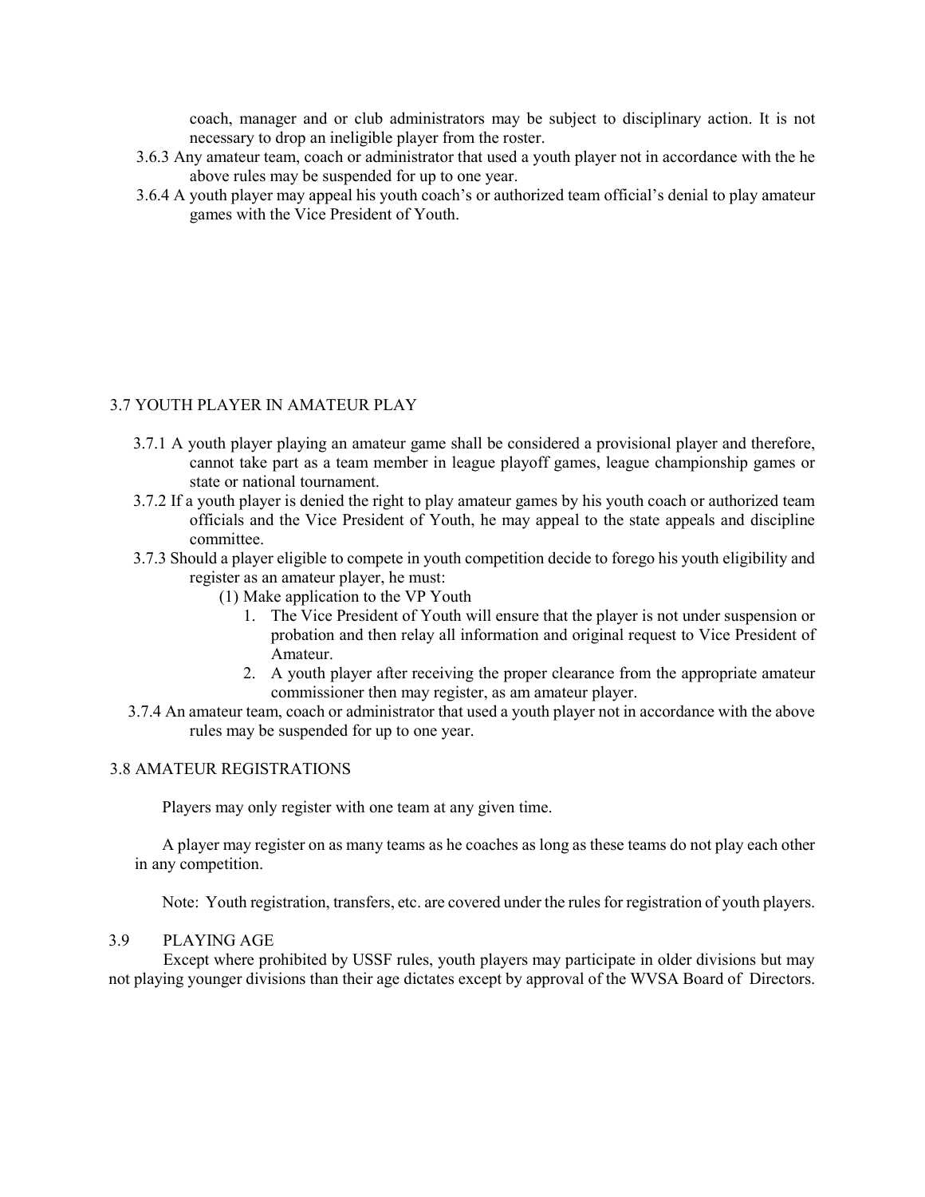coach, manager and or club administrators may be subject to disciplinary action. It is not necessary to drop an ineligible player from the roster.

3.6.3 Any amateur team, coach or administrator that used a youth player not in accordance with the he above rules may be suspended for up to one year.

3.6.4 A youth player may appeal his youth coach's or authorized team official's denial to play amateur games with the Vice President of Youth.

## 3.7 YOUTH PLAYER IN AMATEUR PLAY

3.7.1 A youth player playing an amateur game shall be considered a provisional player and therefore, cannot take part as a team member in league playoff games, league championship games or state or national tournament.

3.7.2 If a youth player is denied the right to play amateur games by his youth coach or authorized team officials and the Vice President of Youth, he may appeal to the state appeals and discipline committee.

3.7.3 Should a player eligible to compete in youth competition decide to forego his youth eligibility and register as an amateur player, he must:

(1) Make application to the VP Youth

1. The Vice President of Youth will ensure that the player is not under suspension or probation and then relay all information and original request to Vice President of Amateur.
2. A youth player after receiving the proper clearance from the appropriate amateur commissioner then may register, as am amateur player.

3.7.4 An amateur team, coach or administrator that used a youth player not in accordance with the above rules may be suspended for up to one year.

## 3.8 AMATEUR REGISTRATIONS

Players may only register with one team at any given time.

A player may register on as many teams as he coaches as long as these teams do not play each other in any competition.

Note: Youth registration, transfers, etc. are covered under the rules for registration of youth players.

## 3.9 PLAYING AGE

Except where prohibited by USSF rules, youth players may participate in older divisions but may not playing younger divisions than their age dictates except by approval of the WVSA Board of Directors.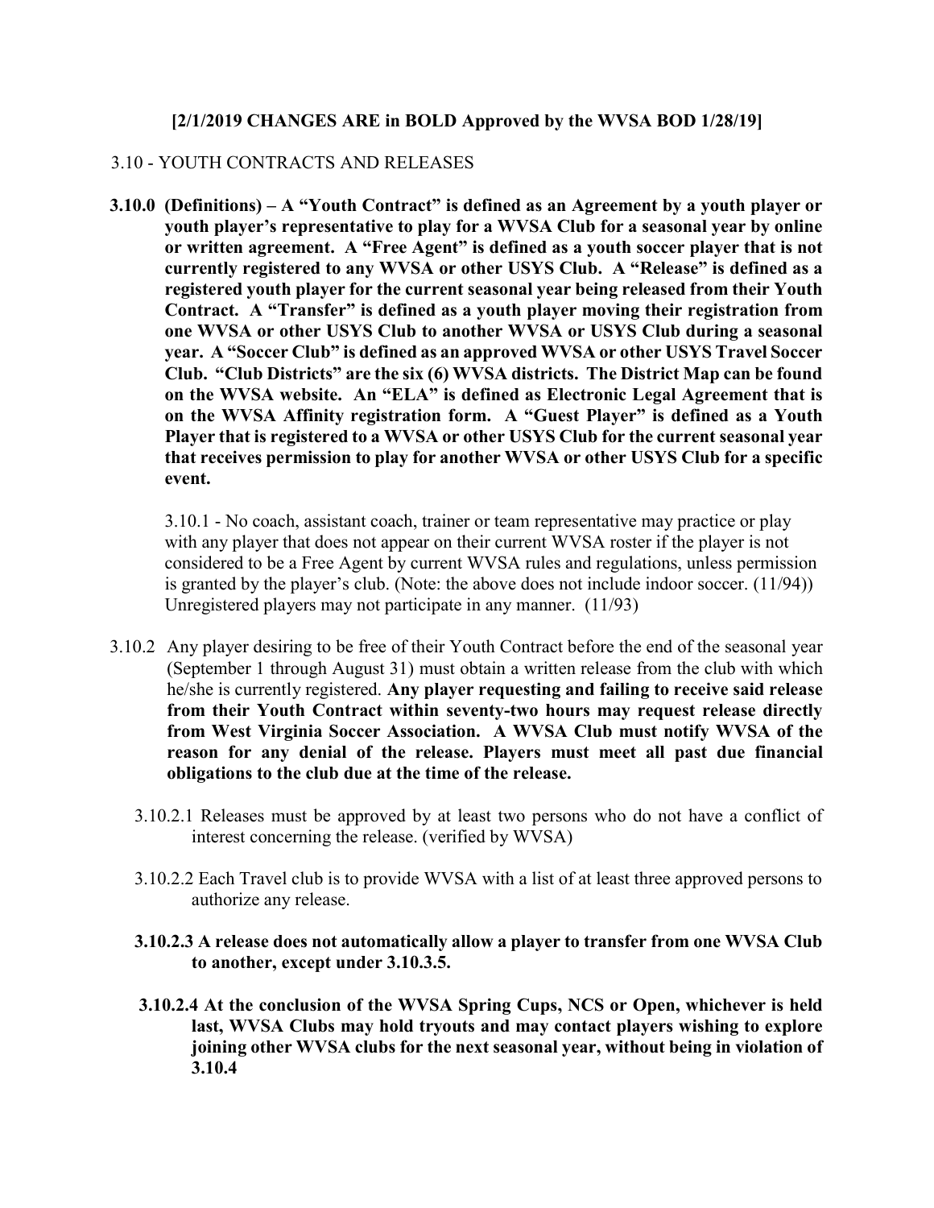**[2/1/2019 CHANGES ARE in BOLD Approved by the WVSA BOD 1/28/19]**

3.10 - YOUTH CONTRACTS AND RELEASES

**3.10.0 (Definitions) – A "Youth Contract" is defined as an Agreement by a youth player or youth player's representative to play for a WVSA Club for a seasonal year by online or written agreement. A "Free Agent" is defined as a youth soccer player that is not currently registered to any WVSA or other USYS Club. A "Release" is defined as a registered youth player for the current seasonal year being released from their Youth Contract. A "Transfer" is defined as a youth player moving their registration from one WVSA or other USYS Club to another WVSA or USYS Club during a seasonal year. A "Soccer Club" is defined as an approved WVSA or other USYS Travel Soccer Club. "Club Districts" are the six (6) WVSA districts. The District Map can be found on the WVSA website. An "ELA" is defined as Electronic Legal Agreement that is on the WVSA Affinity registration form. A "Guest Player" is defined as a Youth Player that is registered to a WVSA or other USYS Club for the current seasonal year that receives permission to play for another WVSA or other USYS Club for a specific event.**

3.10.1 - No coach, assistant coach, trainer or team representative may practice or play with any player that does not appear on their current WVSA roster if the player is not considered to be a Free Agent by current WVSA rules and regulations, unless permission is granted by the player's club. (Note: the above does not include indoor soccer. (11/94)) Unregistered players may not participate in any manner. (11/93)

3.10.2 Any player desiring to be free of their Youth Contract before the end of the seasonal year (September 1 through August 31) must obtain a written release from the club with which he/she is currently registered. **Any player requesting and failing to receive said release from their Youth Contract within seventy-two hours may request release directly from West Virginia Soccer Association. A WVSA Club must notify WVSA of the reason for any denial of the release. Players must meet all past due financial obligations to the club due at the time of the release.**

3.10.2.1 Releases must be approved by at least two persons who do not have a conflict of interest concerning the release. (verified by WVSA)

3.10.2.2 Each Travel club is to provide WVSA with a list of at least three approved persons to authorize any release.

**3.10.2.3 A release does not automatically allow a player to transfer from one WVSA Club to another, except under 3.10.3.5.**

**3.10.2.4 At the conclusion of the WVSA Spring Cups, NCS or Open, whichever is held last, WVSA Clubs may hold tryouts and may contact players wishing to explore joining other WVSA clubs for the next seasonal year, without being in violation of 3.10.4**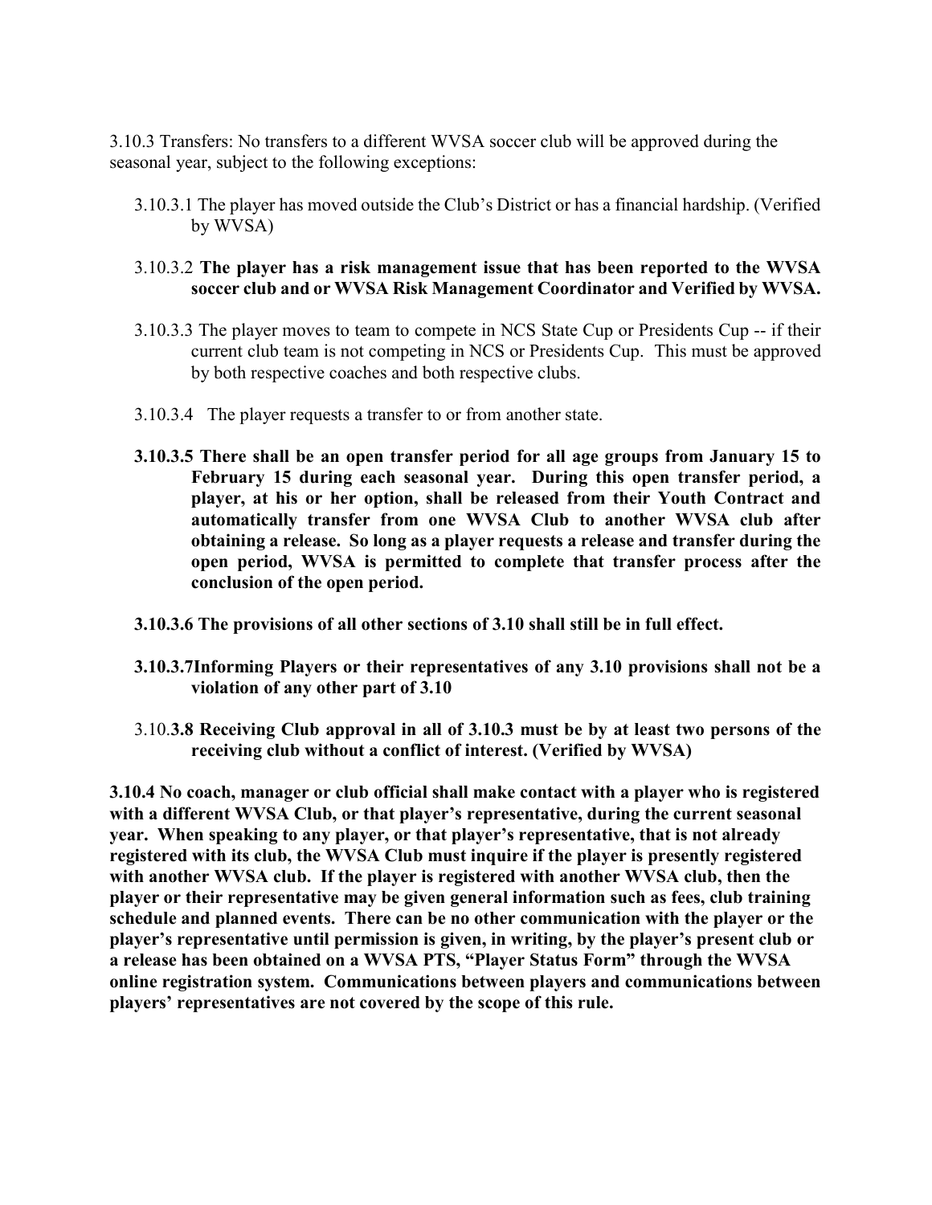3.10.3 Transfers: No transfers to a different WVSA soccer club will be approved during the seasonal year, subject to the following exceptions:

3.10.3.1 The player has moved outside the Club's District or has a financial hardship. (Verified by WVSA)

3.10.3.2 **The player has a risk management issue that has been reported to the WVSA soccer club and or WVSA Risk Management Coordinator and Verified by WVSA.**

3.10.3.3 The player moves to team to compete in NCS State Cup or Presidents Cup -- if their current club team is not competing in NCS or Presidents Cup. This must be approved by both respective coaches and both respective clubs.

3.10.3.4 The player requests a transfer to or from another state.

**3.10.3.5 There shall be an open transfer period for all age groups from January 15 to February 15 during each seasonal year. During this open transfer period, a player, at his or her option, shall be released from their Youth Contract and automatically transfer from one WVSA Club to another WVSA club after obtaining a release. So long as a player requests a release and transfer during the open period, WVSA is permitted to complete that transfer process after the conclusion of the open period.**

**3.10.3.6 The provisions of all other sections of 3.10 shall still be in full effect.**

**3.10.3.7Informing Players or their representatives of any 3.10 provisions shall not be a violation of any other part of 3.10**

3.10.**3.8 Receiving Club approval in all of 3.10.3 must be by at least two persons of the receiving club without a conflict of interest. (Verified by WVSA)**

**3.10.4 No coach, manager or club official shall make contact with a player who is registered with a different WVSA Club, or that player's representative, during the current seasonal year. When speaking to any player, or that player's representative, that is not already registered with its club, the WVSA Club must inquire if the player is presently registered with another WVSA club. If the player is registered with another WVSA club, then the player or their representative may be given general information such as fees, club training schedule and planned events. There can be no other communication with the player or the player's representative until permission is given, in writing, by the player's present club or a release has been obtained on a WVSA PTS, "Player Status Form" through the WVSA online registration system. Communications between players and communications between players' representatives are not covered by the scope of this rule.**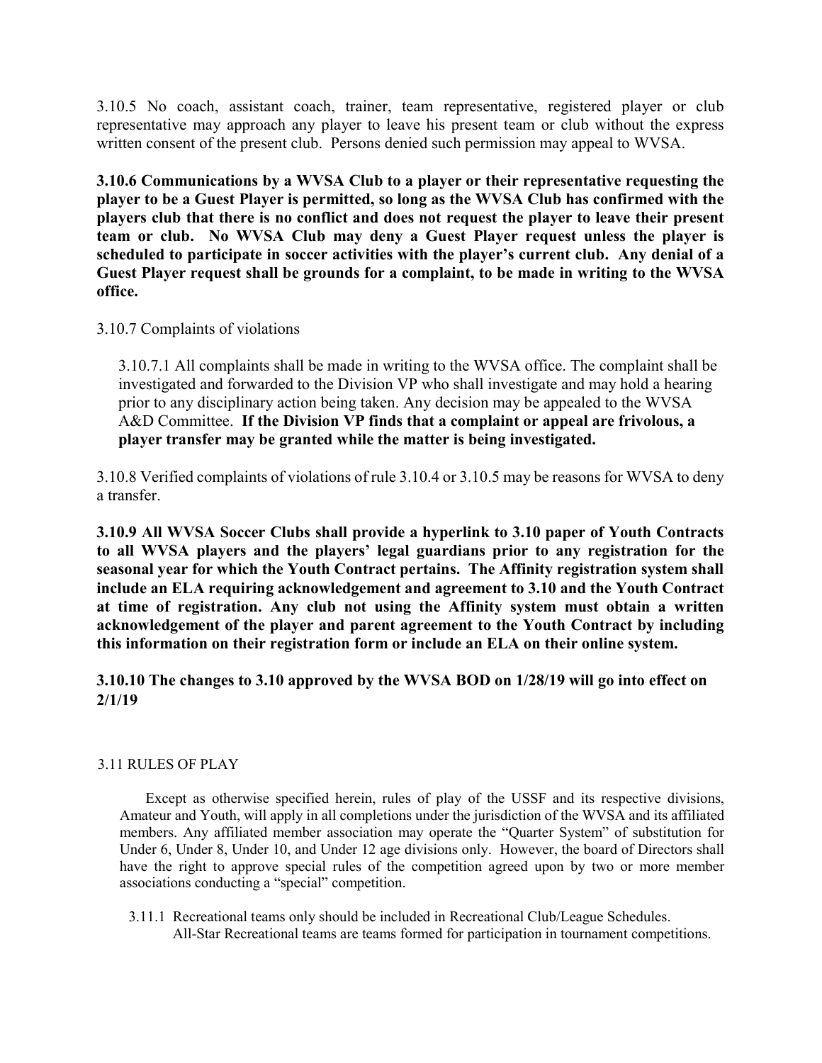3.10.5 No coach, assistant coach, trainer, team representative, registered player or club representative may approach any player to leave his present team or club without the express written consent of the present club. Persons denied such permission may appeal to WVSA.

**3.10.6 Communications by a WVSA Club to a player or their representative requesting the player to be a Guest Player is permitted, so long as the WVSA Club has confirmed with the players club that there is no conflict and does not request the player to leave their present team or club. No WVSA Club may deny a Guest Player request unless the player is scheduled to participate in soccer activities with the player's current club. Any denial of a Guest Player request shall be grounds for a complaint, to be made in writing to the WVSA office.**

3.10.7 Complaints of violations

3.10.7.1 All complaints shall be made in writing to the WVSA office. The complaint shall be investigated and forwarded to the Division VP who shall investigate and may hold a hearing prior to any disciplinary action being taken. Any decision may be appealed to the WVSA A&D Committee. **If the Division VP finds that a complaint or appeal are frivolous, a player transfer may be granted while the matter is being investigated.**

3.10.8 Verified complaints of violations of rule 3.10.4 or 3.10.5 may be reasons for WVSA to deny a transfer.

**3.10.9 All WVSA Soccer Clubs shall provide a hyperlink to 3.10 paper of Youth Contracts to all WVSA players and the players' legal guardians prior to any registration for the seasonal year for which the Youth Contract pertains. The Affinity registration system shall include an ELA requiring acknowledgement and agreement to 3.10 and the Youth Contract at time of registration. Any club not using the Affinity system must obtain a written acknowledgement of the player and parent agreement to the Youth Contract by including this information on their registration form or include an ELA on their online system.**

**3.10.10 The changes to 3.10 approved by the WVSA BOD on 1/28/19 will go into effect on 2/1/19**

## 3.11 RULES OF PLAY

Except as otherwise specified herein, rules of play of the USSF and its respective divisions, Amateur and Youth, will apply in all completions under the jurisdiction of the WVSA and its affiliated members. Any affiliated member association may operate the "Quarter System" of substitution for Under 6, Under 8, Under 10, and Under 12 age divisions only. However, the board of Directors shall have the right to approve special rules of the competition agreed upon by two or more member associations conducting a "special" competition.

3.11.1 Recreational teams only should be included in Recreational Club/League Schedules. All-Star Recreational teams are teams formed for participation in tournament competitions.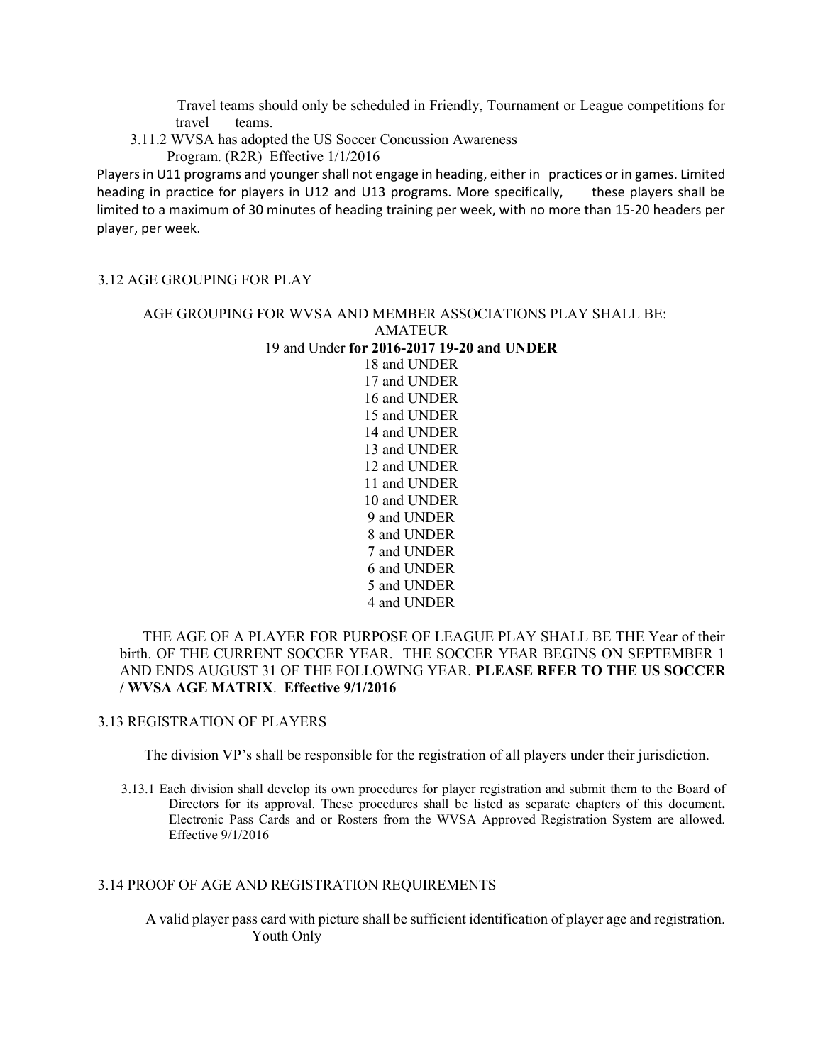Travel teams should only be scheduled in Friendly, Tournament or League competitions for travel teams.

3.11.2 WVSA has adopted the US Soccer Concussion Awareness Program. (R2R) Effective 1/1/2016

Players in U11 programs and younger shall not engage in heading, either in practices or in games. Limited heading in practice for players in U12 and U13 programs. More specifically, these players shall be limited to a maximum of 30 minutes of heading training per week, with no more than 15-20 headers per player, per week.

## 3.12 AGE GROUPING FOR PLAY

AGE GROUPING FOR WVSA AND MEMBER ASSOCIATIONS PLAY SHALL BE:

AMATEUR

19 and Under **for 2016-2017 19-20 and UNDER**

18 and UNDER

17 and UNDER

16 and UNDER

15 and UNDER

14 and UNDER

13 and UNDER

12 and UNDER

11 and UNDER

10 and UNDER

9 and UNDER

8 and UNDER

7 and UNDER

6 and UNDER

5 and UNDER

4 and UNDER

THE AGE OF A PLAYER FOR PURPOSE OF LEAGUE PLAY SHALL BE THE Year of their birth. OF THE CURRENT SOCCER YEAR. THE SOCCER YEAR BEGINS ON SEPTEMBER 1 AND ENDS AUGUST 31 OF THE FOLLOWING YEAR. **PLEASE RFER TO THE US SOCCER / WVSA AGE MATRIX**. **Effective 9/1/2016**

## 3.13 REGISTRATION OF PLAYERS

The division VP's shall be responsible for the registration of all players under their jurisdiction.

3.13.1 Each division shall develop its own procedures for player registration and submit them to the Board of Directors for its approval. These procedures shall be listed as separate chapters of this document**.** Electronic Pass Cards and or Rosters from the WVSA Approved Registration System are allowed. Effective 9/1/2016

## 3.14 PROOF OF AGE AND REGISTRATION REQUIREMENTS

A valid player pass card with picture shall be sufficient identification of player age and registration. Youth Only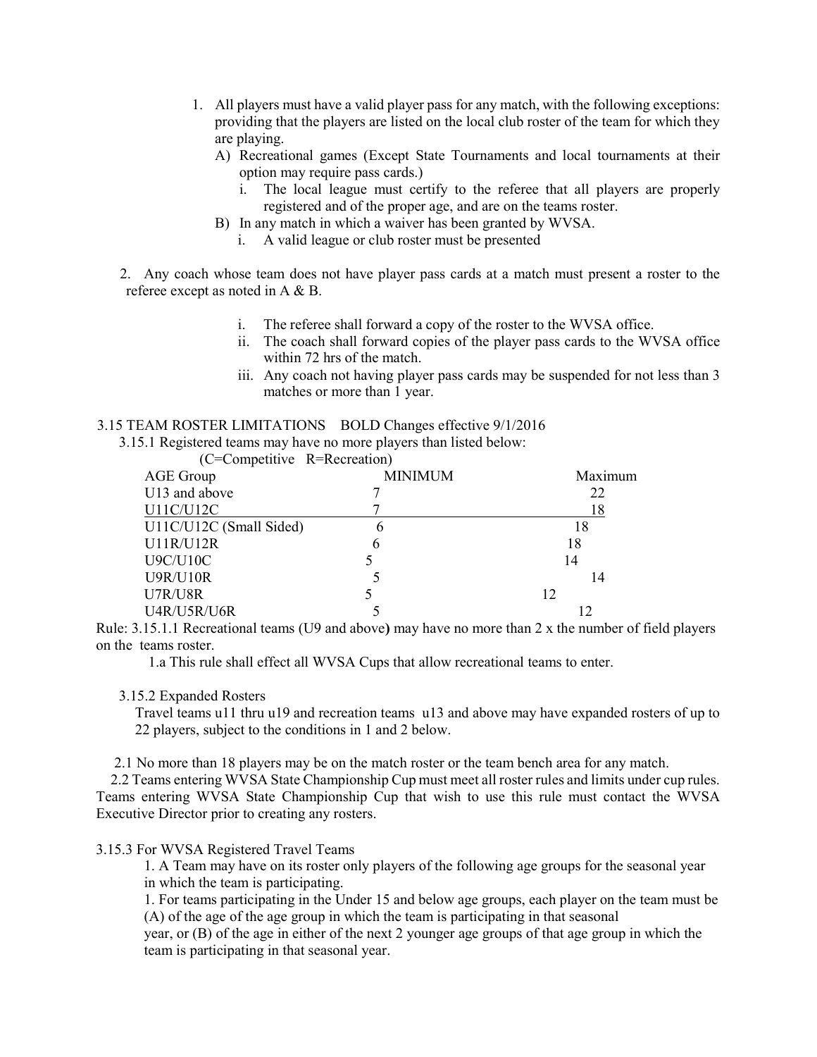1. All players must have a valid player pass for any match, with the following exceptions: providing that the players are listed on the local club roster of the team for which they are playing.
   A) Recreational games (Except State Tournaments and local tournaments at their option may require pass cards.)
      i. The local league must certify to the referee that all players are properly registered and of the proper age, and are on the teams roster.
   B) In any match in which a waiver has been granted by WVSA.
      i. A valid league or club roster must be presented

2. Any coach whose team does not have player pass cards at a match must present a roster to the referee except as noted in A & B.

   i. The referee shall forward a copy of the roster to the WVSA office.
   ii. The coach shall forward copies of the player pass cards to the WVSA office within 72 hrs of the match.
   iii. Any coach not having player pass cards may be suspended for not less than 3 matches or more than 1 year.

3.15 TEAM ROSTER LIMITATIONS BOLD Changes effective 9/1/2016

3.15.1 Registered teams may have no more players than listed below:

(C=Competitive R=Recreation)

| AGE Group | MINIMUM | Maximum |
|---|---|---|
| U13 and above | 7 | 22 |
| U11C/U12C | 7 | 18 |
| U11C/U12C (Small Sided) | 6 | 18 |
| U11R/U12R | 6 | 18 |
| U9C/U10C | 5 | 14 |
| U9R/U10R | 5 | 14 |
| U7R/U8R | 5 | 12 |
| U4R/U5R/U6R | 5 | 12 |

Rule: 3.15.1.1 Recreational teams (U9 and above) may have no more than 2 x the number of field players on the teams roster.

1.a This rule shall effect all WVSA Cups that allow recreational teams to enter.

3.15.2 Expanded Rosters

Travel teams u11 thru u19 and recreation teams u13 and above may have expanded rosters of up to 22 players, subject to the conditions in 1 and 2 below.

2.1 No more than 18 players may be on the match roster or the team bench area for any match.

2.2 Teams entering WVSA State Championship Cup must meet all roster rules and limits under cup rules. Teams entering WVSA State Championship Cup that wish to use this rule must contact the WVSA Executive Director prior to creating any rosters.

3.15.3 For WVSA Registered Travel Teams

1. A Team may have on its roster only players of the following age groups for the seasonal year in which the team is participating.

1. For teams participating in the Under 15 and below age groups, each player on the team must be (A) of the age of the age group in which the team is participating in that seasonal year, or (B) of the age in either of the next 2 younger age groups of that age group in which the team is participating in that seasonal year.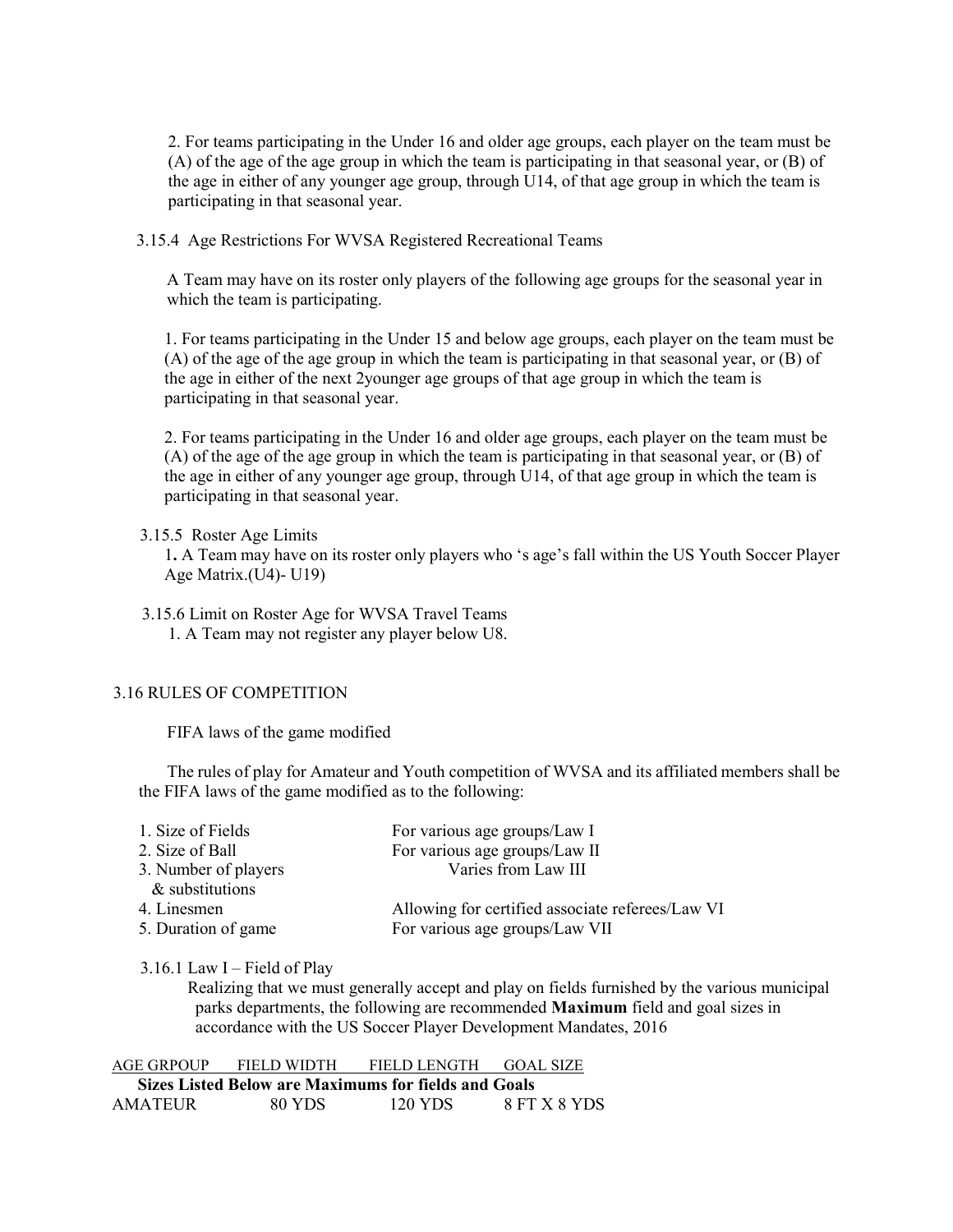2. For teams participating in the Under 16 and older age groups, each player on the team must be (A) of the age of the age group in which the team is participating in that seasonal year, or (B) of the age in either of any younger age group, through U14, of that age group in which the team is participating in that seasonal year.

3.15.4 Age Restrictions For WVSA Registered Recreational Teams

A Team may have on its roster only players of the following age groups for the seasonal year in which the team is participating.

1. For teams participating in the Under 15 and below age groups, each player on the team must be (A) of the age of the age group in which the team is participating in that seasonal year, or (B) of the age in either of the next 2younger age groups of that age group in which the team is participating in that seasonal year.

2. For teams participating in the Under 16 and older age groups, each player on the team must be (A) of the age of the age group in which the team is participating in that seasonal year, or (B) of the age in either of any younger age group, through U14, of that age group in which the team is participating in that seasonal year.

3.15.5 Roster Age Limits

**1.** A Team may have on its roster only players who 's age's fall within the US Youth Soccer Player Age Matrix.(U4)- U19)

3.15.6 Limit on Roster Age for WVSA Travel Teams

1. A Team may not register any player below U8.

3.16 RULES OF COMPETITION

FIFA laws of the game modified

The rules of play for Amateur and Youth competition of WVSA and its affiliated members shall be the FIFA laws of the game modified as to the following:

| | |
|---|---|
| 1. Size of Fields | For various age groups/Law I |
| 2. Size of Ball | For various age groups/Law II |
| 3. Number of players & substitutions | Varies from Law III |
| 4. Linesmen | Allowing for certified associate referees/Law VI |
| 5. Duration of game | For various age groups/Law VII |

3.16.1 Law I – Field of Play

Realizing that we must generally accept and play on fields furnished by the various municipal parks departments, the following are recommended **Maximum** field and goal sizes in accordance with the US Soccer Player Development Mandates, 2016

| AGE GRPOUP | FIELD WIDTH | FIELD LENGTH | GOAL SIZE |
|---|---|---|---|
| **Sizes Listed Below are Maximums for fields and Goals** | | | |
| AMATEUR | 80 YDS | 120 YDS | 8 FT X 8 YDS |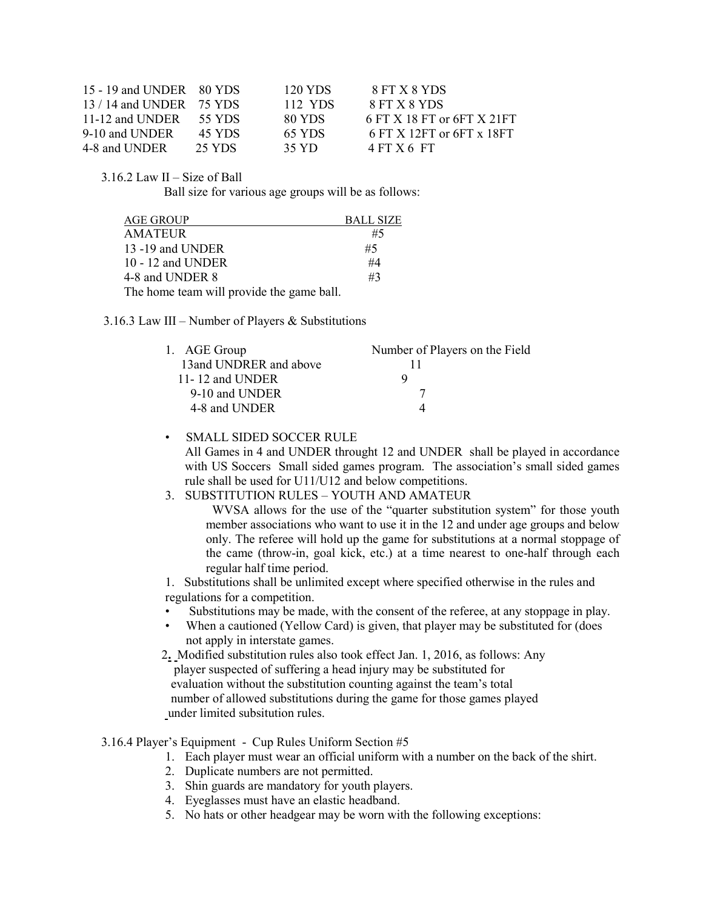| | | | |
|---|---|---|---|
| 15 - 19 and UNDER | 80 YDS | 120 YDS | 8 FT X 8 YDS |
| 13 / 14 and UNDER | 75 YDS | 112 YDS | 8 FT X 8 YDS |
| 11-12 and UNDER | 55 YDS | 80 YDS | 6 FT X 18 FT or 6FT X 21FT |
| 9-10 and UNDER | 45 YDS | 65 YDS | 6 FT X 12FT or 6FT x 18FT |
| 4-8 and UNDER | 25 YDS | 35 YD | 4 FT X 6 FT |

3.16.2 Law II – Size of Ball

Ball size for various age groups will be as follows:

| AGE GROUP | BALL SIZE |
|---|---|
| AMATEUR | #5 |
| 13 -19 and UNDER | #5 |
| 10 - 12 and UNDER | #4 |
| 4-8 and UNDER 8 | #3 |

The home team will provide the game ball.

3.16.3 Law III – Number of Players & Substitutions

1. | AGE Group | Number of Players on the Field |
   |---|---|
   | 13and UNDRER and above | 11 |
   | 11- 12 and UNDER | 9 |
   | 9-10 and UNDER | 7 |
   | 4-8 and UNDER | 4 |

- SMALL SIDED SOCCER RULE
  All Games in 4 and UNDER throught 12 and UNDER shall be played in accordance with US Soccers Small sided games program. The association's small sided games rule shall be used for U11/U12 and below competitions.

3. SUBSTITUTION RULES – YOUTH AND AMATEUR
   WVSA allows for the use of the "quarter substitution system" for those youth member associations who want to use it in the 12 and under age groups and below only. The referee will hold up the game for substitutions at a normal stoppage of the came (throw-in, goal kick, etc.) at a time nearest to one-half through each regular half time period.

1. Substitutions shall be unlimited except where specified otherwise in the rules and regulations for a competition.

- Substitutions may be made, with the consent of the referee, at any stoppage in play.
- When a cautioned (Yellow Card) is given, that player may be substituted for (does not apply in interstate games.

2. Modified substitution rules also took effect Jan. 1, 2016, as follows: Any player suspected of suffering a head injury may be substituted for evaluation without the substitution counting against the team's total number of allowed substitutions during the game for those games played under limited subsitution rules.

3.16.4 Player's Equipment - Cup Rules Uniform Section #5

1. Each player must wear an official uniform with a number on the back of the shirt.
2. Duplicate numbers are not permitted.
3. Shin guards are mandatory for youth players.
4. Eyeglasses must have an elastic headband.
5. No hats or other headgear may be worn with the following exceptions: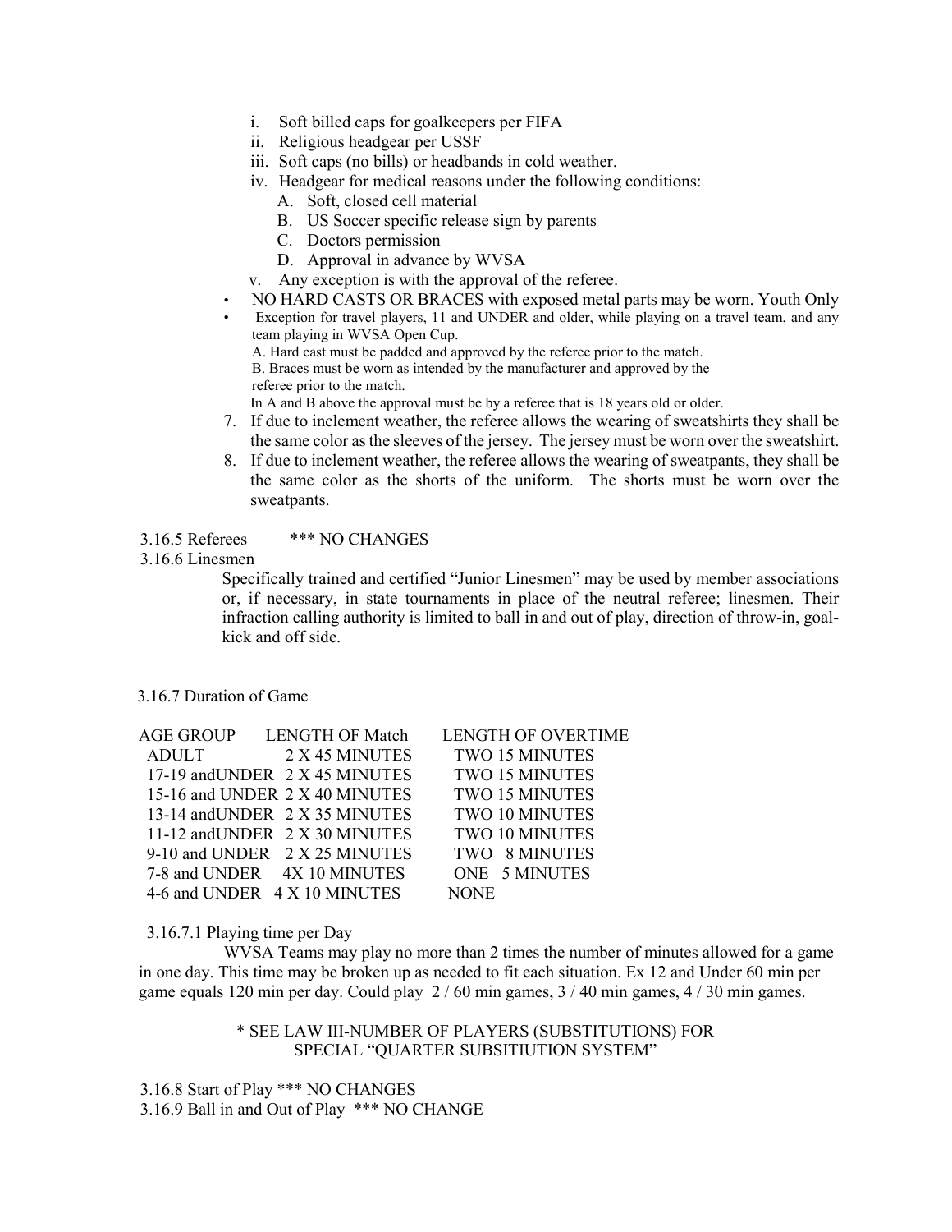i. Soft billed caps for goalkeepers per FIFA
   ii. Religious headgear per USSF
   iii. Soft caps (no bills) or headbands in cold weather.
   iv. Headgear for medical reasons under the following conditions:
      A. Soft, closed cell material
      B. US Soccer specific release sign by parents
      C. Doctors permission
      D. Approval in advance by WVSA
   v. Any exception is with the approval of the referee.

- NO HARD CASTS OR BRACES with exposed metal parts may be worn. Youth Only
- Exception for travel players, 11 and UNDER and older, while playing on a travel team, and any team playing in WVSA Open Cup.
  A. Hard cast must be padded and approved by the referee prior to the match.
  B. Braces must be worn as intended by the manufacturer and approved by the referee prior to the match.
  In A and B above the approval must be by a referee that is 18 years old or older.

7. If due to inclement weather, the referee allows the wearing of sweatshirts they shall be the same color as the sleeves of the jersey. The jersey must be worn over the sweatshirt.
8. If due to inclement weather, the referee allows the wearing of sweatpants, they shall be the same color as the shorts of the uniform. The shorts must be worn over the sweatpants.

3.16.5 Referees *** NO CHANGES

3.16.6 Linesmen

Specifically trained and certified "Junior Linesmen" may be used by member associations or, if necessary, in state tournaments in place of the neutral referee; linesmen. Their infraction calling authority is limited to ball in and out of play, direction of throw-in, goal-kick and off side.

3.16.7 Duration of Game

| AGE GROUP | LENGTH OF Match | LENGTH OF OVERTIME |
|---|---|---|
| ADULT | 2 X 45 MINUTES | TWO 15 MINUTES |
| 17-19 andUNDER | 2 X 45 MINUTES | TWO 15 MINUTES |
| 15-16 and UNDER | 2 X 40 MINUTES | TWO 15 MINUTES |
| 13-14 andUNDER | 2 X 35 MINUTES | TWO 10 MINUTES |
| 11-12 andUNDER | 2 X 30 MINUTES | TWO 10 MINUTES |
| 9-10 and UNDER | 2 X 25 MINUTES | TWO 8 MINUTES |
| 7-8 and UNDER | 4X 10 MINUTES | ONE 5 MINUTES |
| 4-6 and UNDER | 4 X 10 MINUTES | NONE |

3.16.7.1 Playing time per Day

WVSA Teams may play no more than 2 times the number of minutes allowed for a game in one day. This time may be broken up as needed to fit each situation. Ex 12 and Under 60 min per game equals 120 min per day. Could play 2 / 60 min games, 3 / 40 min games, 4 / 30 min games.

* SEE LAW III-NUMBER OF PLAYERS (SUBSTITUTIONS) FOR SPECIAL "QUARTER SUBSITIUTION SYSTEM"

3.16.8 Start of Play *** NO CHANGES

3.16.9 Ball in and Out of Play *** NO CHANGE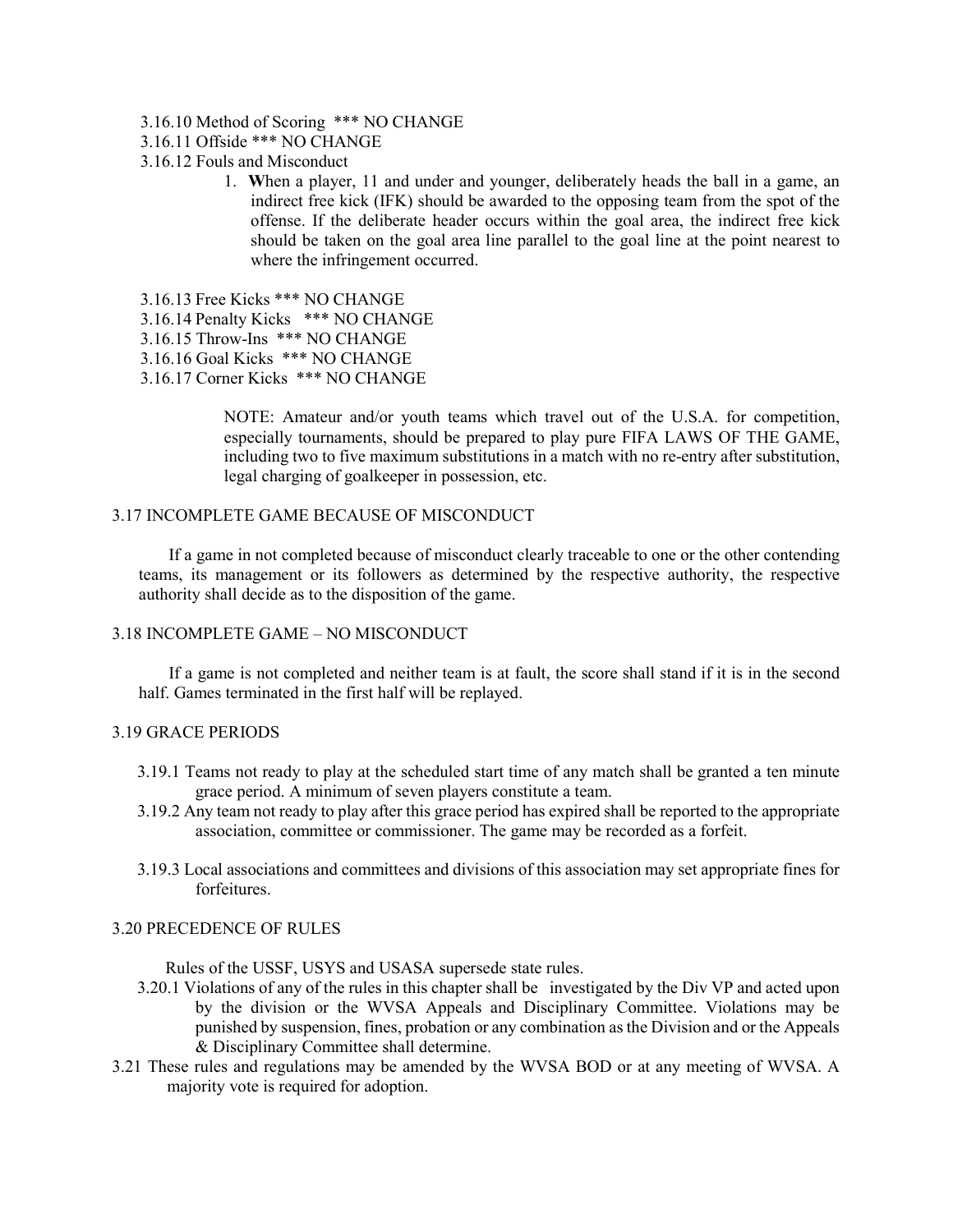3.16.10 Method of Scoring *** NO CHANGE

3.16.11 Offside *** NO CHANGE

3.16.12 Fouls and Misconduct

1. **W**hen a player, 11 and under and younger, deliberately heads the ball in a game, an indirect free kick (IFK) should be awarded to the opposing team from the spot of the offense. If the deliberate header occurs within the goal area, the indirect free kick should be taken on the goal area line parallel to the goal line at the point nearest to where the infringement occurred.

3.16.13 Free Kicks *** NO CHANGE

3.16.14 Penalty Kicks *** NO CHANGE

3.16.15 Throw-Ins *** NO CHANGE

3.16.16 Goal Kicks *** NO CHANGE

3.16.17 Corner Kicks *** NO CHANGE

NOTE: Amateur and/or youth teams which travel out of the U.S.A. for competition, especially tournaments, should be prepared to play pure FIFA LAWS OF THE GAME, including two to five maximum substitutions in a match with no re-entry after substitution, legal charging of goalkeeper in possession, etc.

## 3.17 INCOMPLETE GAME BECAUSE OF MISCONDUCT

If a game in not completed because of misconduct clearly traceable to one or the other contending teams, its management or its followers as determined by the respective authority, the respective authority shall decide as to the disposition of the game.

## 3.18 INCOMPLETE GAME – NO MISCONDUCT

If a game is not completed and neither team is at fault, the score shall stand if it is in the second half. Games terminated in the first half will be replayed.

## 3.19 GRACE PERIODS

3.19.1 Teams not ready to play at the scheduled start time of any match shall be granted a ten minute grace period. A minimum of seven players constitute a team.

3.19.2 Any team not ready to play after this grace period has expired shall be reported to the appropriate association, committee or commissioner. The game may be recorded as a forfeit.

3.19.3 Local associations and committees and divisions of this association may set appropriate fines for forfeitures.

## 3.20 PRECEDENCE OF RULES

Rules of the USSF, USYS and USASA supersede state rules.

3.20.1 Violations of any of the rules in this chapter shall be investigated by the Div VP and acted upon by the division or the WVSA Appeals and Disciplinary Committee. Violations may be punished by suspension, fines, probation or any combination as the Division and or the Appeals & Disciplinary Committee shall determine.

3.21 These rules and regulations may be amended by the WVSA BOD or at any meeting of WVSA. A majority vote is required for adoption.